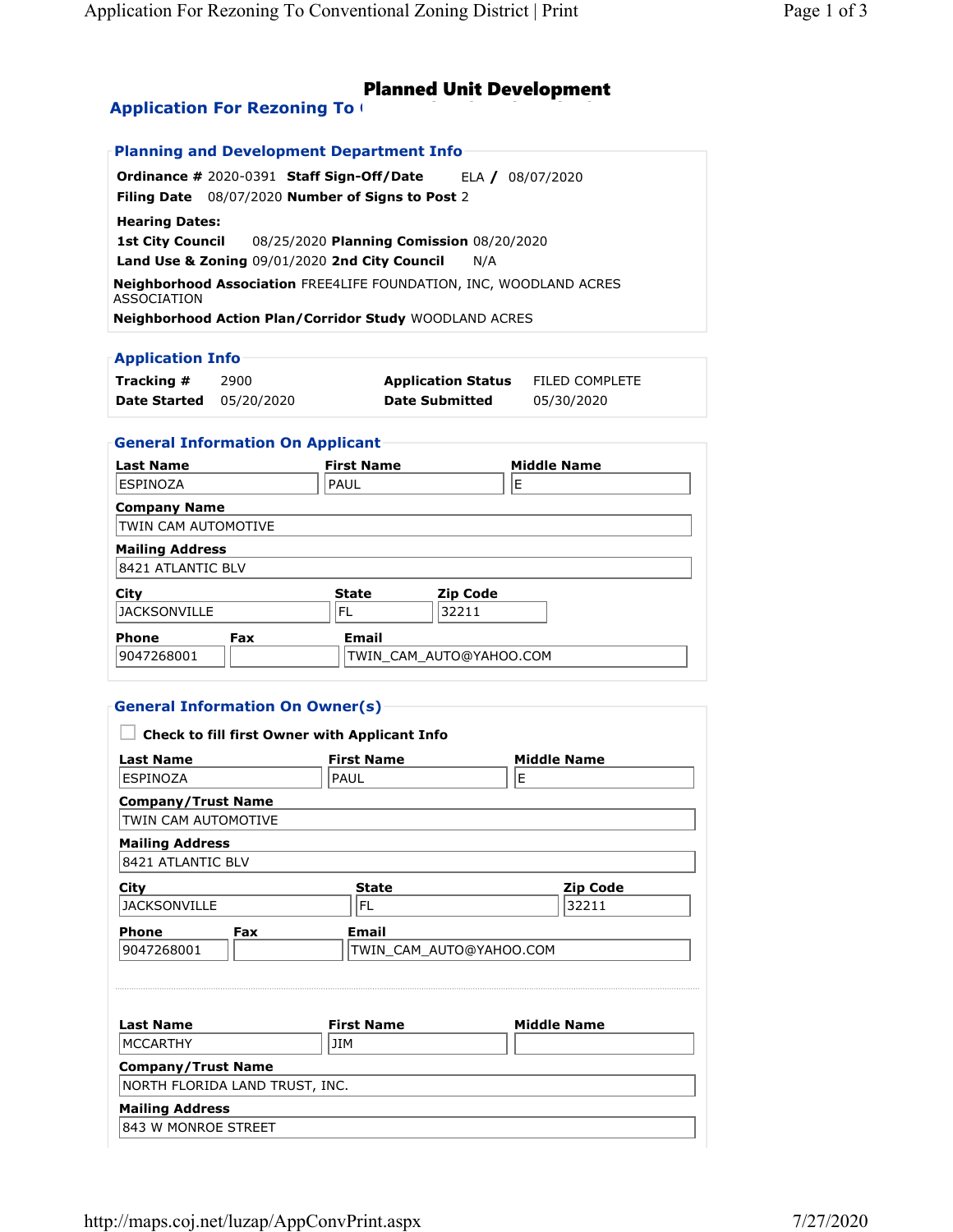# Planned Unit Development

## Application For Rezoning To (

### Planning and Development Department Info

**Ordinance #** 2020-0391 **Staff Sign-Off/Date** ELA **/** 08/07/2020

**Filing Date** 08/07/2020 **Number of Signs to Post** 2

**Hearing Dates:**

**1st City Council** 08/25/2020 **Planning Comission** 08/20/2020

**Land Use & Zoning** 09/01/2020 **2nd City Council** N/A

**Neighborhood Association** FREE4LIFE FOUNDATION, INC, WOODLAND ACRES ASSOCIATION

**Neighborhood Action Plan/Corridor Study** WOODLAND ACRES

### Application Info

**Tracking #** 2900 **Application Status** FILED COMPLETE

**Date Started** 05/20/2020 **Date Submitted** 05/30/2020

### General Information On Applicant

| Last Name | First Name | Middle Name |
|---|---|---|
| ESPINOZA | PAUL | E |

**Company Name**
TWIN CAM AUTOMOTIVE

**Mailing Address**
8421 ATLANTIC BLV

| City | State | Zip Code |
|---|---|---|
| JACKSONVILLE | FL | 32211 |

| Phone | Fax | Email |
|---|---|---|
| 9047268001 | | TWIN_CAM_AUTO@YAHOO.COM |

### General Information On Owner(s)

☐ **Check to fill first Owner with Applicant Info**

| Last Name | First Name | Middle Name |
|---|---|---|
| ESPINOZA | PAUL | E |

**Company/Trust Name**
TWIN CAM AUTOMOTIVE

**Mailing Address**
8421 ATLANTIC BLV

| City | State | Zip Code |
|---|---|---|
| JACKSONVILLE | FL | 32211 |

| Phone | Fax | Email |
|---|---|---|
| 9047268001 | | TWIN_CAM_AUTO@YAHOO.COM |

---

| Last Name | First Name | Middle Name |
|---|---|---|
| MCCARTHY | JIM | |

**Company/Trust Name**
NORTH FLORIDA LAND TRUST, INC.

**Mailing Address**
843 W MONROE STREET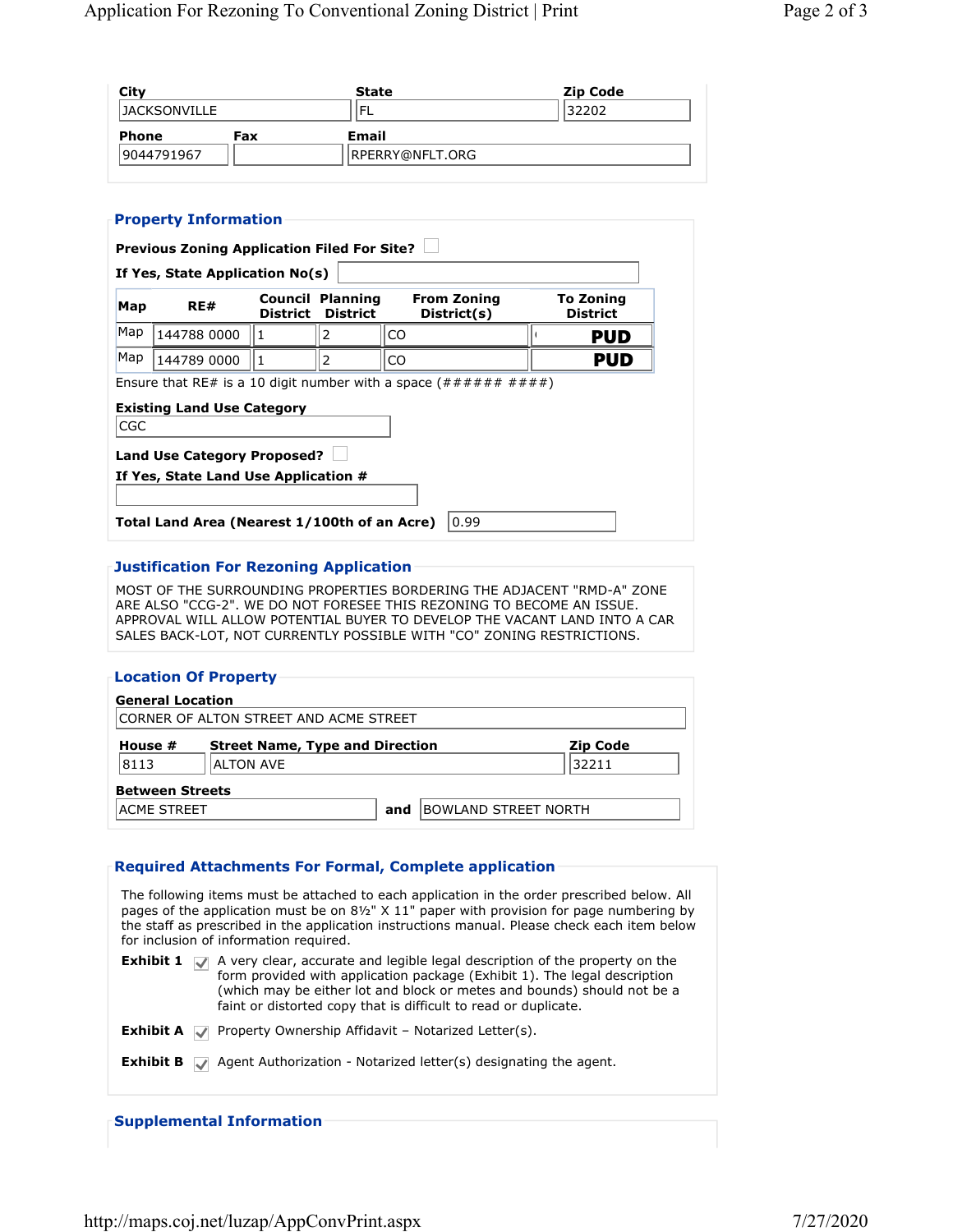| City | State | Zip Code |
|---|---|---|
| JACKSONVILLE | FL | 32202 |

| Phone | Fax | Email |
|---|---|---|
| 9044791967 | | RPERRY@NFLT.ORG |

## Property Information

**Previous Zoning Application Filed For Site?** ☐

**If Yes, State Application No(s)**

| Map | RE# | Council District | Planning District | From Zoning District(s) | To Zoning District |
|---|---|---|---|---|---|
| Map | 144788 0000 | 1 | 2 | CO | **PUD** |
| Map | 144789 0000 | 1 | 2 | CO | **PUD** |

Ensure that RE# is a 10 digit number with a space (###### ####)

**Existing Land Use Category**

CGC

**Land Use Category Proposed?** ☐

**If Yes, State Land Use Application #**

**Total Land Area (Nearest 1/100th of an Acre)** 0.99

## Justification For Rezoning Application

MOST OF THE SURROUNDING PROPERTIES BORDERING THE ADJACENT "RMD-A" ZONE ARE ALSO "CCG-2". WE DO NOT FORESEE THIS REZONING TO BECOME AN ISSUE. APPROVAL WILL ALLOW POTENTIAL BUYER TO DEVELOP THE VACANT LAND INTO A CAR SALES BACK-LOT, NOT CURRENTLY POSSIBLE WITH "CO" ZONING RESTRICTIONS.

## Location Of Property

**General Location**

CORNER OF ALTON STREET AND ACME STREET

| House # | Street Name, Type and Direction | Zip Code |
|---|---|---|
| 8113 | ALTON AVE | 32211 |

**Between Streets**

ACME STREET **and** BOWLAND STREET NORTH

## Required Attachments For Formal, Complete application

The following items must be attached to each application in the order prescribed below. All pages of the application must be on 8½" X 11" paper with provision for page numbering by the staff as prescribed in the application instructions manual. Please check each item below for inclusion of information required.

**Exhibit 1** ☑ A very clear, accurate and legible legal description of the property on the form provided with application package (Exhibit 1). The legal description (which may be either lot and block or metes and bounds) should not be a faint or distorted copy that is difficult to read or duplicate.

**Exhibit A** ☑ Property Ownership Affidavit – Notarized Letter(s).

**Exhibit B** ☑ Agent Authorization - Notarized letter(s) designating the agent.

## Supplemental Information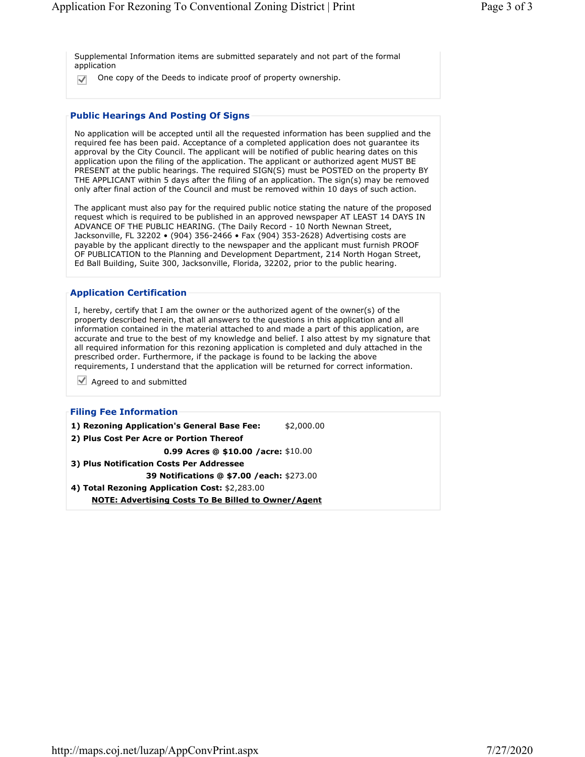Supplemental Information items are submitted separately and not part of the formal application

- [x] One copy of the Deeds to indicate proof of property ownership.

## Public Hearings And Posting Of Signs

No application will be accepted until all the requested information has been supplied and the required fee has been paid. Acceptance of a completed application does not guarantee its approval by the City Council. The applicant will be notified of public hearing dates on this application upon the filing of the application. The applicant or authorized agent MUST BE PRESENT at the public hearings. The required SIGN(S) must be POSTED on the property BY THE APPLICANT within 5 days after the filing of an application. The sign(s) may be removed only after final action of the Council and must be removed within 10 days of such action.

The applicant must also pay for the required public notice stating the nature of the proposed request which is required to be published in an approved newspaper AT LEAST 14 DAYS IN ADVANCE OF THE PUBLIC HEARING. (The Daily Record - 10 North Newnan Street, Jacksonville, FL 32202 • (904) 356-2466 • Fax (904) 353-2628) Advertising costs are payable by the applicant directly to the newspaper and the applicant must furnish PROOF OF PUBLICATION to the Planning and Development Department, 214 North Hogan Street, Ed Ball Building, Suite 300, Jacksonville, Florida, 32202, prior to the public hearing.

## Application Certification

I, hereby, certify that I am the owner or the authorized agent of the owner(s) of the property described herein, that all answers to the questions in this application and all information contained in the material attached to and made a part of this application, are accurate and true to the best of my knowledge and belief. I also attest by my signature that all required information for this rezoning application is completed and duly attached in the prescribed order. Furthermore, if the package is found to be lacking the above requirements, I understand that the application will be returned for correct information.

- [x] Agreed to and submitted

## Filing Fee Information

**1) Rezoning Application's General Base Fee:** $2,000.00

**2) Plus Cost Per Acre or Portion Thereof**

**0.99 Acres @ $10.00 /acre:** $10.00

**3) Plus Notification Costs Per Addressee**

**39 Notifications @ $7.00 /each:** $273.00

**4) Total Rezoning Application Cost:** $2,283.00

**NOTE: Advertising Costs To Be Billed to Owner/Agent**